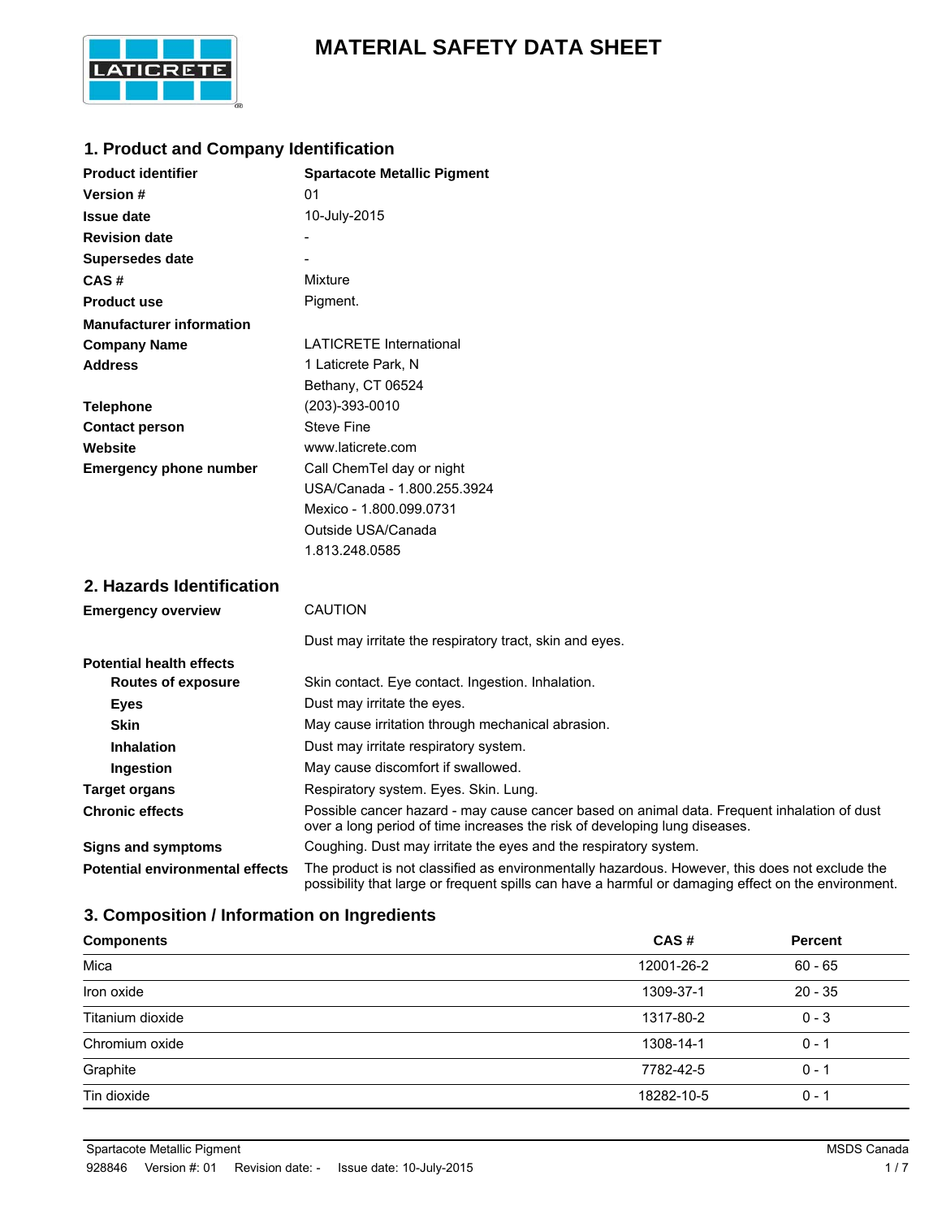# MATERIAL SAFETY DATA SHEET

## 1. Product and Company Identification

| | |
|---|---|
| **Product identifier** | **Spartacote Metallic Pigment** |
| **Version #** | 01 |
| **Issue date** | 10-July-2015 |
| **Revision date** | - |
| **Supersedes date** | - |
| **CAS #** | Mixture |
| **Product use** | Pigment. |
| **Manufacturer information** | |
| **Company Name** | LATICRETE International |
| **Address** | 1 Laticrete Park, N<br>Bethany, CT 06524 |
| **Telephone** | (203)-393-0010 |
| **Contact person** | Steve Fine |
| **Website** | www.laticrete.com |
| **Emergency phone number** | Call ChemTel day or night<br>USA/Canada - 1.800.255.3924<br>Mexico - 1.800.099.0731<br>Outside USA/Canada<br>1.813.248.0585 |

## 2. Hazards Identification

| | |
|---|---|
| **Emergency overview** | CAUTION<br><br>Dust may irritate the respiratory tract, skin and eyes. |
| **Potential health effects** | |
| **Routes of exposure** | Skin contact. Eye contact. Ingestion. Inhalation. |
| **Eyes** | Dust may irritate the eyes. |
| **Skin** | May cause irritation through mechanical abrasion. |
| **Inhalation** | Dust may irritate respiratory system. |
| **Ingestion** | May cause discomfort if swallowed. |
| **Target organs** | Respiratory system. Eyes. Skin. Lung. |
| **Chronic effects** | Possible cancer hazard - may cause cancer based on animal data. Frequent inhalation of dust over a long period of time increases the risk of developing lung diseases. |
| **Signs and symptoms** | Coughing. Dust may irritate the eyes and the respiratory system. |
| **Potential environmental effects** | The product is not classified as environmentally hazardous. However, this does not exclude the possibility that large or frequent spills can have a harmful or damaging effect on the environment. |

## 3. Composition / Information on Ingredients

| Components | CAS # | Percent |
|---|---|---|
| Mica | 12001-26-2 | 60 - 65 |
| Iron oxide | 1309-37-1 | 20 - 35 |
| Titanium dioxide | 1317-80-2 | 0 - 3 |
| Chromium oxide | 1308-14-1 | 0 - 1 |
| Graphite | 7782-42-5 | 0 - 1 |
| Tin dioxide | 18282-10-5 | 0 - 1 |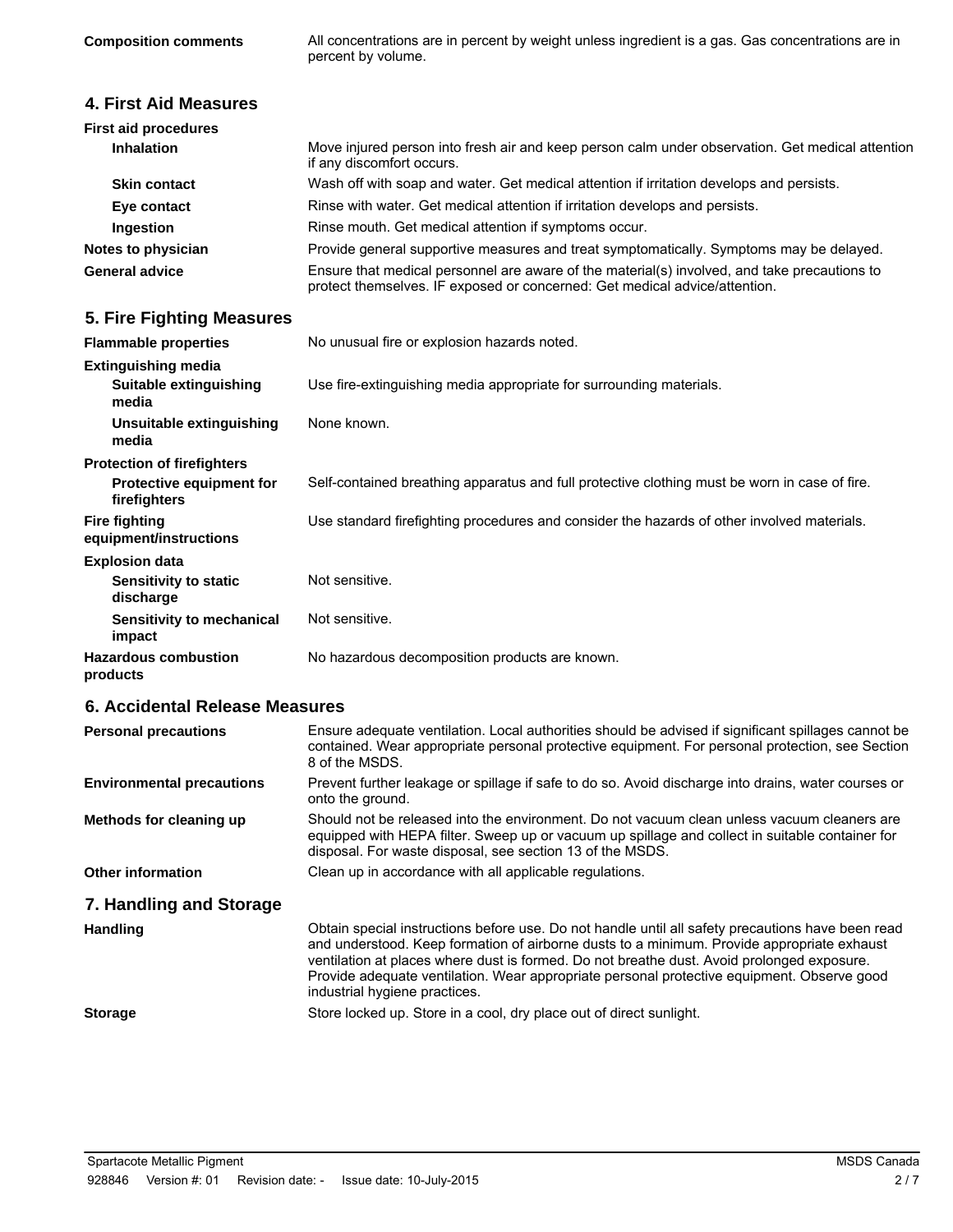**Composition comments** All concentrations are in percent by weight unless ingredient is a gas. Gas concentrations are in percent by volume.

## 4. First Aid Measures

**First aid procedures**

**Inhalation** Move injured person into fresh air and keep person calm under observation. Get medical attention if any discomfort occurs.

**Skin contact** Wash off with soap and water. Get medical attention if irritation develops and persists.

**Eye contact** Rinse with water. Get medical attention if irritation develops and persists.

**Ingestion** Rinse mouth. Get medical attention if symptoms occur.

**Notes to physician** Provide general supportive measures and treat symptomatically. Symptoms may be delayed.

**General advice** Ensure that medical personnel are aware of the material(s) involved, and take precautions to protect themselves. IF exposed or concerned: Get medical advice/attention.

## 5. Fire Fighting Measures

**Flammable properties** No unusual fire or explosion hazards noted.

**Extinguishing media**

**Suitable extinguishing media** Use fire-extinguishing media appropriate for surrounding materials.

**Unsuitable extinguishing media** None known.

**Protection of firefighters**

**Protective equipment for firefighters** Self-contained breathing apparatus and full protective clothing must be worn in case of fire.

**Fire fighting equipment/instructions** Use standard firefighting procedures and consider the hazards of other involved materials.

**Explosion data**

**Sensitivity to static discharge** Not sensitive.

**Sensitivity to mechanical impact** Not sensitive.

**Hazardous combustion products** No hazardous decomposition products are known.

## 6. Accidental Release Measures

**Personal precautions** Ensure adequate ventilation. Local authorities should be advised if significant spillages cannot be contained. Wear appropriate personal protective equipment. For personal protection, see Section 8 of the MSDS.

**Environmental precautions** Prevent further leakage or spillage if safe to do so. Avoid discharge into drains, water courses or onto the ground.

**Methods for cleaning up** Should not be released into the environment. Do not vacuum clean unless vacuum cleaners are equipped with HEPA filter. Sweep up or vacuum up spillage and collect in suitable container for disposal. For waste disposal, see section 13 of the MSDS.

**Other information** Clean up in accordance with all applicable regulations.

## 7. Handling and Storage

**Handling** Obtain special instructions before use. Do not handle until all safety precautions have been read and understood. Keep formation of airborne dusts to a minimum. Provide appropriate exhaust ventilation at places where dust is formed. Do not breathe dust. Avoid prolonged exposure. Provide adequate ventilation. Wear appropriate personal protective equipment. Observe good industrial hygiene practices.

**Storage** Store locked up. Store in a cool, dry place out of direct sunlight.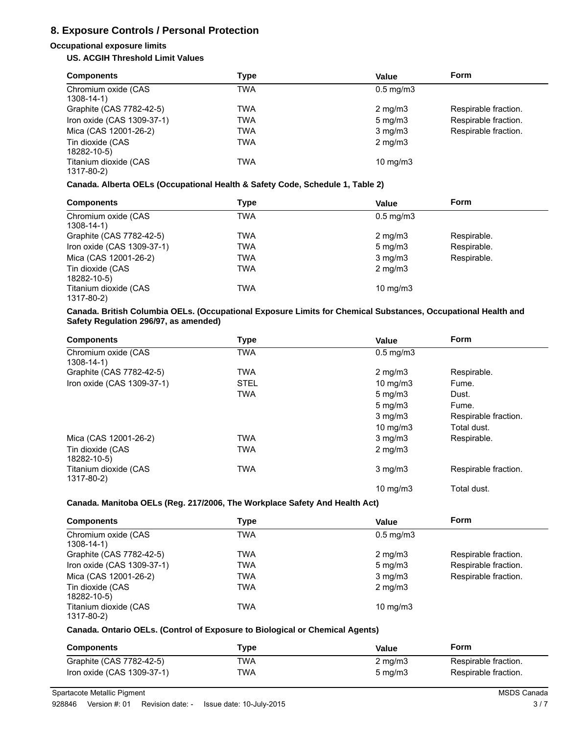## 8. Exposure Controls / Personal Protection

### Occupational exposure limits

#### US. ACGIH Threshold Limit Values

| Components | Type | Value | Form |
|---|---|---|---|
| Chromium oxide (CAS 1308-14-1) | TWA | 0.5 mg/m3 | |
| Graphite (CAS 7782-42-5) | TWA | 2 mg/m3 | Respirable fraction. |
| Iron oxide (CAS 1309-37-1) | TWA | 5 mg/m3 | Respirable fraction. |
| Mica (CAS 12001-26-2) | TWA | 3 mg/m3 | Respirable fraction. |
| Tin dioxide (CAS 18282-10-5) | TWA | 2 mg/m3 | |
| Titanium dioxide (CAS 1317-80-2) | TWA | 10 mg/m3 | |

#### Canada. Alberta OELs (Occupational Health & Safety Code, Schedule 1, Table 2)

| Components | Type | Value | Form |
|---|---|---|---|
| Chromium oxide (CAS 1308-14-1) | TWA | 0.5 mg/m3 | |
| Graphite (CAS 7782-42-5) | TWA | 2 mg/m3 | Respirable. |
| Iron oxide (CAS 1309-37-1) | TWA | 5 mg/m3 | Respirable. |
| Mica (CAS 12001-26-2) | TWA | 3 mg/m3 | Respirable. |
| Tin dioxide (CAS 18282-10-5) | TWA | 2 mg/m3 | |
| Titanium dioxide (CAS 1317-80-2) | TWA | 10 mg/m3 | |

#### Canada. British Columbia OELs. (Occupational Exposure Limits for Chemical Substances, Occupational Health and Safety Regulation 296/97, as amended)

| Components | Type | Value | Form |
|---|---|---|---|
| Chromium oxide (CAS 1308-14-1) | TWA | 0.5 mg/m3 | |
| Graphite (CAS 7782-42-5) | TWA | 2 mg/m3 | Respirable. |
| Iron oxide (CAS 1309-37-1) | STEL | 10 mg/m3 | Fume. |
| | TWA | 5 mg/m3 | Dust. |
| | | 5 mg/m3 | Fume. |
| | | 3 mg/m3 | Respirable fraction. |
| | | 10 mg/m3 | Total dust. |
| Mica (CAS 12001-26-2) | TWA | 3 mg/m3 | Respirable. |
| Tin dioxide (CAS 18282-10-5) | TWA | 2 mg/m3 | |
| Titanium dioxide (CAS 1317-80-2) | TWA | 3 mg/m3 | Respirable fraction. |
| | | 10 mg/m3 | Total dust. |

#### Canada. Manitoba OELs (Reg. 217/2006, The Workplace Safety And Health Act)

| Components | Type | Value | Form |
|---|---|---|---|
| Chromium oxide (CAS 1308-14-1) | TWA | 0.5 mg/m3 | |
| Graphite (CAS 7782-42-5) | TWA | 2 mg/m3 | Respirable fraction. |
| Iron oxide (CAS 1309-37-1) | TWA | 5 mg/m3 | Respirable fraction. |
| Mica (CAS 12001-26-2) | TWA | 3 mg/m3 | Respirable fraction. |
| Tin dioxide (CAS 18282-10-5) | TWA | 2 mg/m3 | |
| Titanium dioxide (CAS 1317-80-2) | TWA | 10 mg/m3 | |

#### Canada. Ontario OELs. (Control of Exposure to Biological or Chemical Agents)

| Components | Type | Value | Form |
|---|---|---|---|
| Graphite (CAS 7782-42-5) | TWA | 2 mg/m3 | Respirable fraction. |
| Iron oxide (CAS 1309-37-1) | TWA | 5 mg/m3 | Respirable fraction. |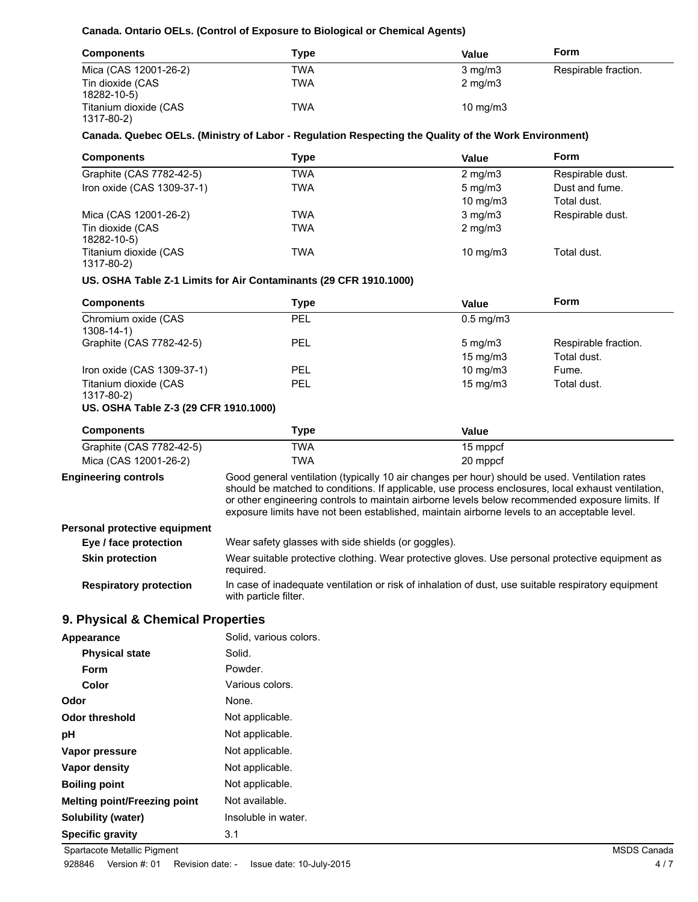**Canada. Ontario OELs. (Control of Exposure to Biological or Chemical Agents)**

| Components | Type | Value | Form |
|---|---|---|---|
| Mica (CAS 12001-26-2) | TWA | 3 mg/m3 | Respirable fraction. |
| Tin dioxide (CAS 18282-10-5) | TWA | 2 mg/m3 | |
| Titanium dioxide (CAS 1317-80-2) | TWA | 10 mg/m3 | |

**Canada. Quebec OELs. (Ministry of Labor - Regulation Respecting the Quality of the Work Environment)**

| Components | Type | Value | Form |
|---|---|---|---|
| Graphite (CAS 7782-42-5) | TWA | 2 mg/m3 | Respirable dust. |
| Iron oxide (CAS 1309-37-1) | TWA | 5 mg/m3 | Dust and fume. |
| | | 10 mg/m3 | Total dust. |
| Mica (CAS 12001-26-2) | TWA | 3 mg/m3 | Respirable dust. |
| Tin dioxide (CAS 18282-10-5) | TWA | 2 mg/m3 | |
| Titanium dioxide (CAS 1317-80-2) | TWA | 10 mg/m3 | Total dust. |

**US. OSHA Table Z-1 Limits for Air Contaminants (29 CFR 1910.1000)**

| Components | Type | Value | Form |
|---|---|---|---|
| Chromium oxide (CAS 1308-14-1) | PEL | 0.5 mg/m3 | |
| Graphite (CAS 7782-42-5) | PEL | 5 mg/m3 | Respirable fraction. |
| | | 15 mg/m3 | Total dust. |
| Iron oxide (CAS 1309-37-1) | PEL | 10 mg/m3 | Fume. |
| Titanium dioxide (CAS 1317-80-2) | PEL | 15 mg/m3 | Total dust. |

**US. OSHA Table Z-3 (29 CFR 1910.1000)**

| Components | Type | Value |
|---|---|---|
| Graphite (CAS 7782-42-5) | TWA | 15 mppcf |
| Mica (CAS 12001-26-2) | TWA | 20 mppcf |

**Engineering controls** Good general ventilation (typically 10 air changes per hour) should be used. Ventilation rates should be matched to conditions. If applicable, use process enclosures, local exhaust ventilation, or other engineering controls to maintain airborne levels below recommended exposure limits. If exposure limits have not been established, maintain airborne levels to an acceptable level.

**Personal protective equipment**

**Eye / face protection** Wear safety glasses with side shields (or goggles).

**Skin protection** Wear suitable protective clothing. Wear protective gloves. Use personal protective equipment as required.

**Respiratory protection** In case of inadequate ventilation or risk of inhalation of dust, use suitable respiratory equipment with particle filter.

## 9. Physical & Chemical Properties

**Appearance** Solid, various colors.

**Physical state** Solid.

**Form** Powder.

**Color** Various colors.

**Odor** None.

**Odor threshold** Not applicable.

**pH** Not applicable.

**Vapor pressure** Not applicable.

**Vapor density** Not applicable.

**Boiling point** Not applicable.

**Melting point/Freezing point** Not available.

**Solubility (water)** Insoluble in water.

**Specific gravity** 3.1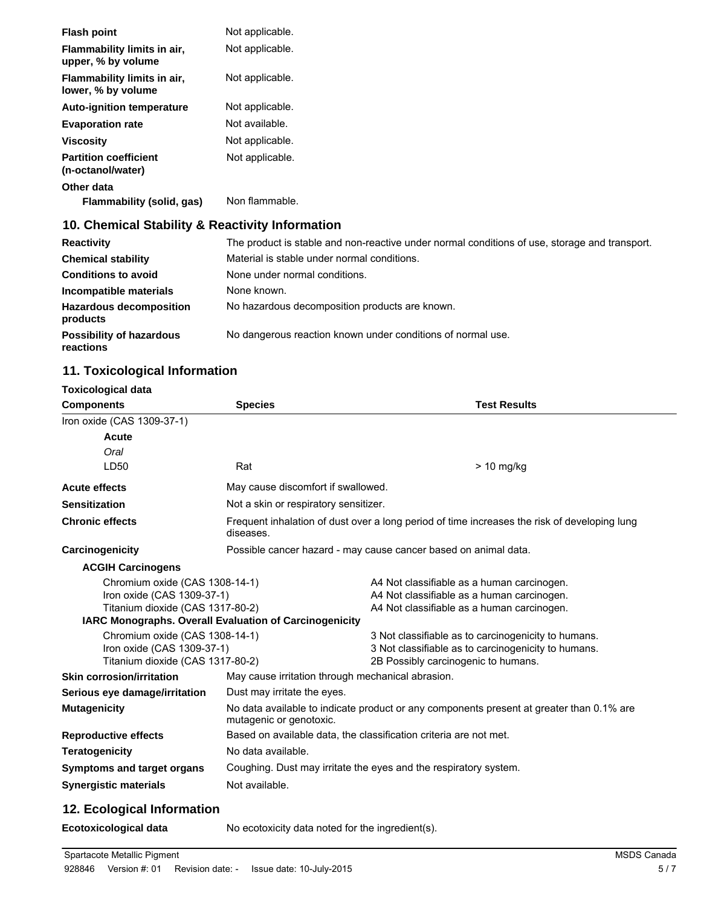| | |
|---|---|
| **Flash point** | Not applicable. |
| **Flammability limits in air, upper, % by volume** | Not applicable. |
| **Flammability limits in air, lower, % by volume** | Not applicable. |
| **Auto-ignition temperature** | Not applicable. |
| **Evaporation rate** | Not available. |
| **Viscosity** | Not applicable. |
| **Partition coefficient (n-octanol/water)** | Not applicable. |
| **Other data** | |
| **Flammability (solid, gas)** | Non flammable. |

## 10. Chemical Stability & Reactivity Information

| | |
|---|---|
| **Reactivity** | The product is stable and non-reactive under normal conditions of use, storage and transport. |
| **Chemical stability** | Material is stable under normal conditions. |
| **Conditions to avoid** | None under normal conditions. |
| **Incompatible materials** | None known. |
| **Hazardous decomposition products** | No hazardous decomposition products are known. |
| **Possibility of hazardous reactions** | No dangerous reaction known under conditions of normal use. |

## 11. Toxicological Information

**Toxicological data**

| Components | Species | Test Results |
|---|---|---|
| Iron oxide (CAS 1309-37-1) | | |
| **Acute** | | |
| *Oral* | | |
| LD50 | Rat | > 10 mg/kg |

| | |
|---|---|
| **Acute effects** | May cause discomfort if swallowed. |
| **Sensitization** | Not a skin or respiratory sensitizer. |
| **Chronic effects** | Frequent inhalation of dust over a long period of time increases the risk of developing lung diseases. |
| **Carcinogenicity** | Possible cancer hazard - may cause cancer based on animal data. |

**ACGIH Carcinogens**

| | |
|---|---|
| Chromium oxide (CAS 1308-14-1) | A4 Not classifiable as a human carcinogen. |
| Iron oxide (CAS 1309-37-1) | A4 Not classifiable as a human carcinogen. |
| Titanium dioxide (CAS 1317-80-2) | A4 Not classifiable as a human carcinogen. |

**IARC Monographs. Overall Evaluation of Carcinogenicity**

| | |
|---|---|
| Chromium oxide (CAS 1308-14-1) | 3 Not classifiable as to carcinogenicity to humans. |
| Iron oxide (CAS 1309-37-1) | 3 Not classifiable as to carcinogenicity to humans. |
| Titanium dioxide (CAS 1317-80-2) | 2B Possibly carcinogenic to humans. |

| | |
|---|---|
| **Skin corrosion/irritation** | May cause irritation through mechanical abrasion. |
| **Serious eye damage/irritation** | Dust may irritate the eyes. |
| **Mutagenicity** | No data available to indicate product or any components present at greater than 0.1% are mutagenic or genotoxic. |
| **Reproductive effects** | Based on available data, the classification criteria are not met. |
| **Teratogenicity** | No data available. |
| **Symptoms and target organs** | Coughing. Dust may irritate the eyes and the respiratory system. |
| **Synergistic materials** | Not available. |

## 12. Ecological Information

| | |
|---|---|
| **Ecotoxicological data** | No ecotoxicity data noted for the ingredient(s). |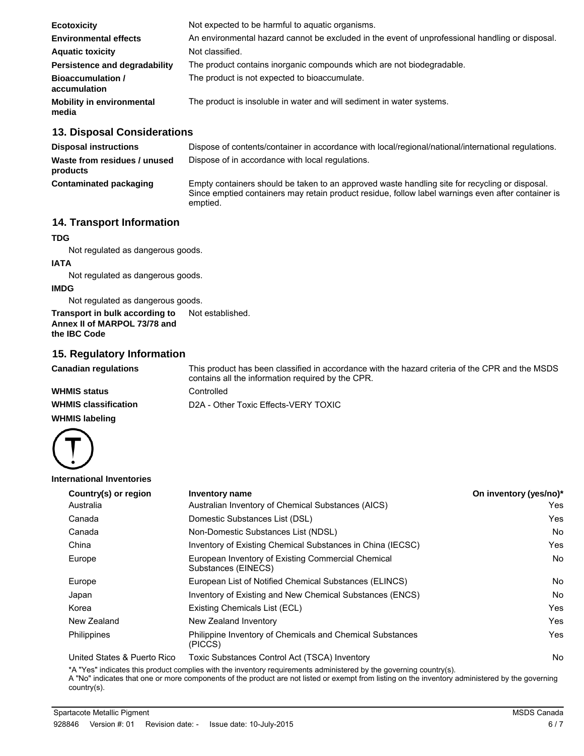| | |
|---|---|
| **Ecotoxicity** | Not expected to be harmful to aquatic organisms. |
| **Environmental effects** | An environmental hazard cannot be excluded in the event of unprofessional handling or disposal. |
| **Aquatic toxicity** | Not classified. |
| **Persistence and degradability** | The product contains inorganic compounds which are not biodegradable. |
| **Bioaccumulation / accumulation** | The product is not expected to bioaccumulate. |
| **Mobility in environmental media** | The product is insoluble in water and will sediment in water systems. |

## 13. Disposal Considerations

| | |
|---|---|
| **Disposal instructions** | Dispose of contents/container in accordance with local/regional/national/international regulations. |
| **Waste from residues / unused products** | Dispose of in accordance with local regulations. |
| **Contaminated packaging** | Empty containers should be taken to an approved waste handling site for recycling or disposal. Since emptied containers may retain product residue, follow label warnings even after container is emptied. |

## 14. Transport Information

**TDG**

Not regulated as dangerous goods.

**IATA**

Not regulated as dangerous goods.

**IMDG**

Not regulated as dangerous goods.

**Transport in bulk according to Annex II of MARPOL 73/78 and the IBC Code** Not established.

## 15. Regulatory Information

| | |
|---|---|
| **Canadian regulations** | This product has been classified in accordance with the hazard criteria of the CPR and the MSDS contains all the information required by the CPR. |
| **WHMIS status** | Controlled |
| **WHMIS classification** | D2A - Other Toxic Effects-VERY TOXIC |

**WHMIS labeling**

**International Inventories**

| Country(s) or region | Inventory name | On inventory (yes/no)* |
|---|---|---|
| Australia | Australian Inventory of Chemical Substances (AICS) | Yes |
| Canada | Domestic Substances List (DSL) | Yes |
| Canada | Non-Domestic Substances List (NDSL) | No |
| China | Inventory of Existing Chemical Substances in China (IECSC) | Yes |
| Europe | European Inventory of Existing Commercial Chemical Substances (EINECS) | No |
| Europe | European List of Notified Chemical Substances (ELINCS) | No |
| Japan | Inventory of Existing and New Chemical Substances (ENCS) | No |
| Korea | Existing Chemicals List (ECL) | Yes |
| New Zealand | New Zealand Inventory | Yes |
| Philippines | Philippine Inventory of Chemicals and Chemical Substances (PICCS) | Yes |
| United States & Puerto Rico | Toxic Substances Control Act (TSCA) Inventory | No |

*A "Yes" indicates this product complies with the inventory requirements administered by the governing country(s).
A "No" indicates that one or more components of the product are not listed or exempt from listing on the inventory administered by the governing country(s).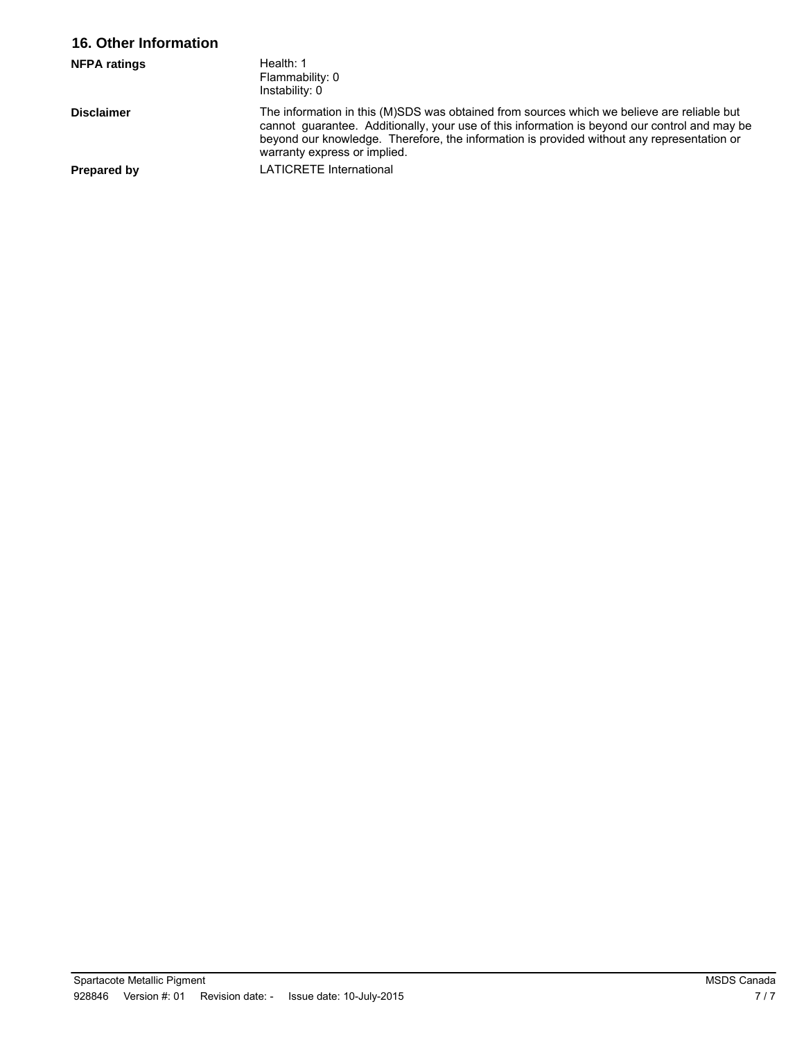## 16. Other Information

**NFPA ratings**

Health: 1
Flammability: 0
Instability: 0

**Disclaimer**

The information in this (M)SDS was obtained from sources which we believe are reliable but cannot guarantee. Additionally, your use of this information is beyond our control and may be beyond our knowledge. Therefore, the information is provided without any representation or warranty express or implied.

**Prepared by**

LATICRETE International